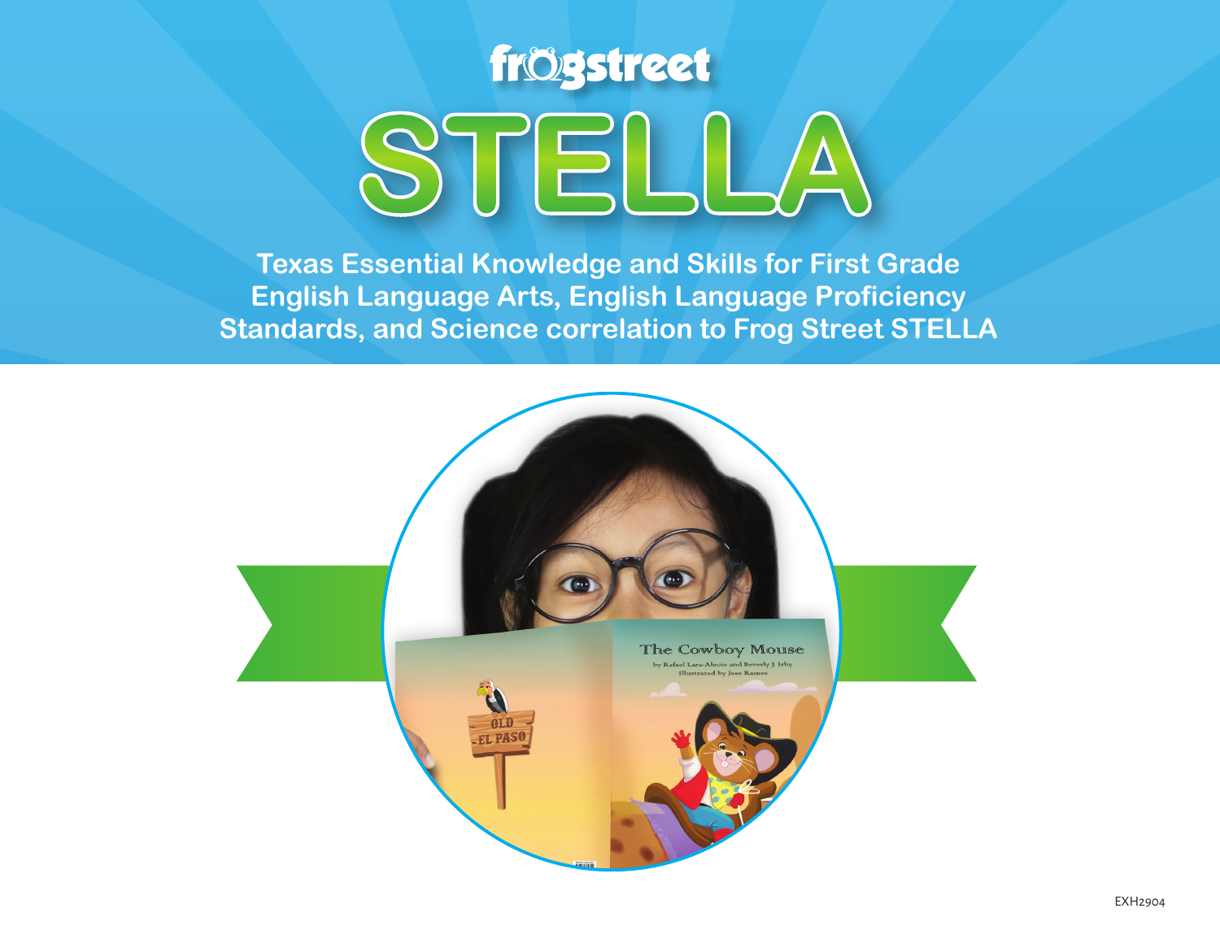frogstreet

# STELLA

## Texas Essential Knowledge and Skills for First Grade English Language Arts, English Language Proficiency Standards, and Science correlation to Frog Street STELLA

EXH2904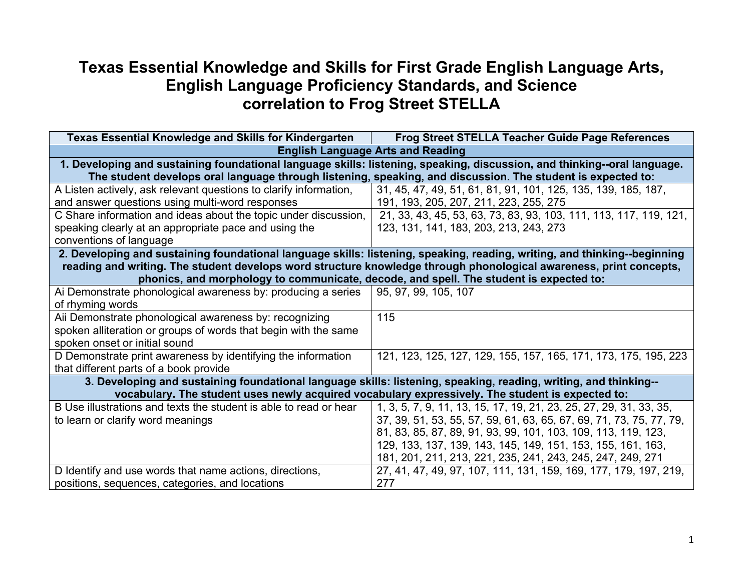# Texas Essential Knowledge and Skills for First Grade English Language Arts, English Language Proficiency Standards, and Science correlation to Frog Street STELLA

| Texas Essential Knowledge and Skills for Kindergarten | Frog Street STELLA Teacher Guide Page References |
|---|---|
| **English Language Arts and Reading** | |
| **1. Developing and sustaining foundational language skills: listening, speaking, discussion, and thinking--oral language. The student develops oral language through listening, speaking, and discussion. The student is expected to:** | |
| A Listen actively, ask relevant questions to clarify information, and answer questions using multi-word responses | 31, 45, 47, 49, 51, 61, 81, 91, 101, 125, 135, 139, 185, 187, 191, 193, 205, 207, 211, 223, 255, 275 |
| C Share information and ideas about the topic under discussion, speaking clearly at an appropriate pace and using the conventions of language | 21, 33, 43, 45, 53, 63, 73, 83, 93, 103, 111, 113, 117, 119, 121, 123, 131, 141, 183, 203, 213, 243, 273 |
| **2. Developing and sustaining foundational language skills: listening, speaking, reading, writing, and thinking--beginning reading and writing. The student develops word structure knowledge through phonological awareness, print concepts, phonics, and morphology to communicate, decode, and spell. The student is expected to:** | |
| Ai Demonstrate phonological awareness by: producing a series of rhyming words | 95, 97, 99, 105, 107 |
| Aii Demonstrate phonological awareness by: recognizing spoken alliteration or groups of words that begin with the same spoken onset or initial sound | 115 |
| D Demonstrate print awareness by identifying the information that different parts of a book provide | 121, 123, 125, 127, 129, 155, 157, 165, 171, 173, 175, 195, 223 |
| **3. Developing and sustaining foundational language skills: listening, speaking, reading, writing, and thinking--vocabulary. The student uses newly acquired vocabulary expressively. The student is expected to:** | |
| B Use illustrations and texts the student is able to read or hear to learn or clarify word meanings | 1, 3, 5, 7, 9, 11, 13, 15, 17, 19, 21, 23, 25, 27, 29, 31, 33, 35, 37, 39, 51, 53, 55, 57, 59, 61, 63, 65, 67, 69, 71, 73, 75, 77, 79, 81, 83, 85, 87, 89, 91, 93, 99, 101, 103, 109, 113, 119, 123, 129, 133, 137, 139, 143, 145, 149, 151, 153, 155, 161, 163, 181, 201, 211, 213, 221, 235, 241, 243, 245, 247, 249, 271 |
| D Identify and use words that name actions, directions, positions, sequences, categories, and locations | 27, 41, 47, 49, 97, 107, 111, 131, 159, 169, 177, 179, 197, 219, 277 |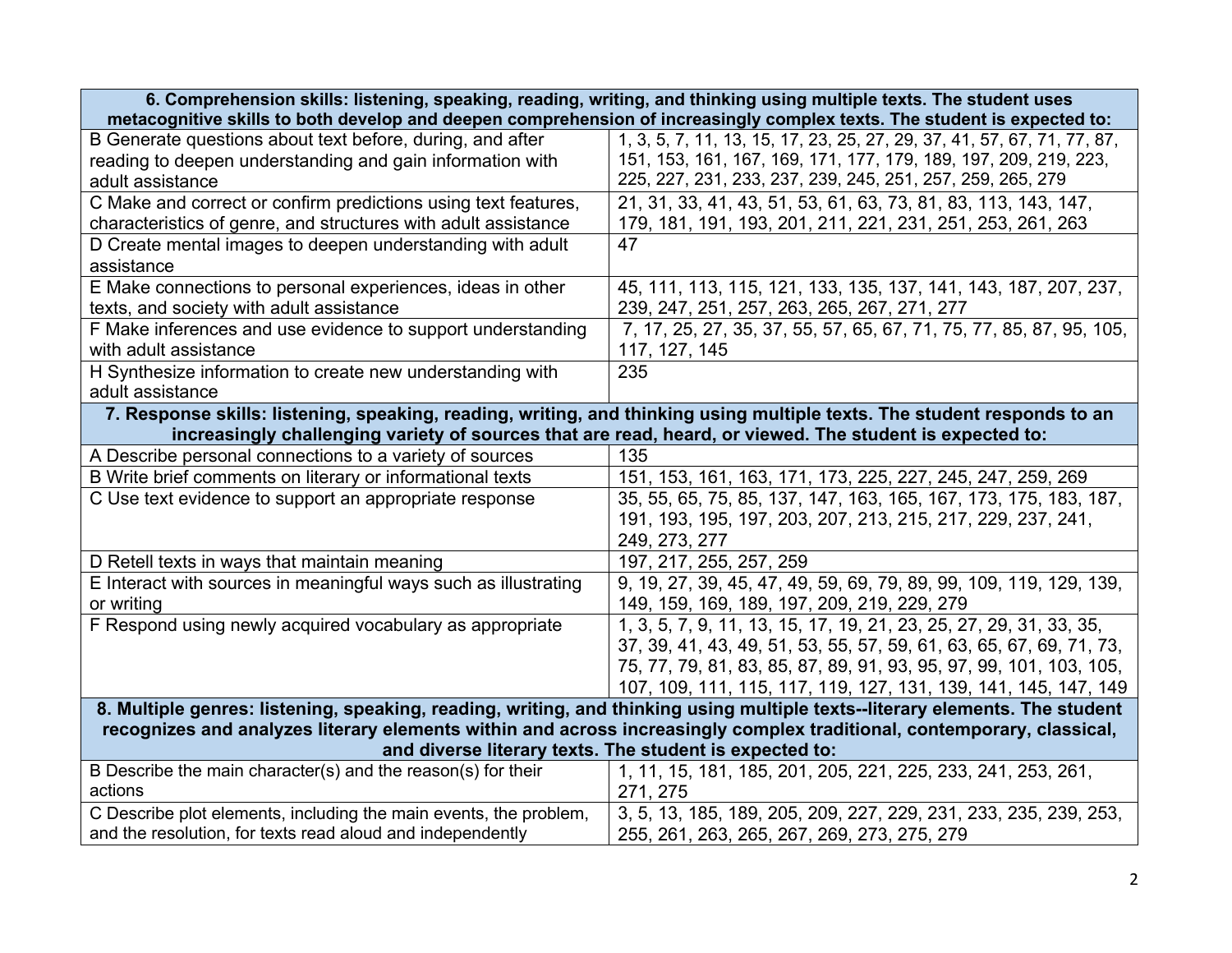| | |
|---|---|
| **6. Comprehension skills: listening, speaking, reading, writing, and thinking using multiple texts. The student uses metacognitive skills to both develop and deepen comprehension of increasingly complex texts. The student is expected to:** | |
| B Generate questions about text before, during, and after reading to deepen understanding and gain information with adult assistance | 1, 3, 5, 7, 11, 13, 15, 17, 23, 25, 27, 29, 37, 41, 57, 67, 71, 77, 87, 151, 153, 161, 167, 169, 171, 177, 179, 189, 197, 209, 219, 223, 225, 227, 231, 233, 237, 239, 245, 251, 257, 259, 265, 279 |
| C Make and correct or confirm predictions using text features, characteristics of genre, and structures with adult assistance | 21, 31, 33, 41, 43, 51, 53, 61, 63, 73, 81, 83, 113, 143, 147, 179, 181, 191, 193, 201, 211, 221, 231, 251, 253, 261, 263 |
| D Create mental images to deepen understanding with adult assistance | 47 |
| E Make connections to personal experiences, ideas in other texts, and society with adult assistance | 45, 111, 113, 115, 121, 133, 135, 137, 141, 143, 187, 207, 237, 239, 247, 251, 257, 263, 265, 267, 271, 277 |
| F Make inferences and use evidence to support understanding with adult assistance | 7, 17, 25, 27, 35, 37, 55, 57, 65, 67, 71, 75, 77, 85, 87, 95, 105, 117, 127, 145 |
| H Synthesize information to create new understanding with adult assistance | 235 |
| **7. Response skills: listening, speaking, reading, writing, and thinking using multiple texts. The student responds to an increasingly challenging variety of sources that are read, heard, or viewed. The student is expected to:** | |
| A Describe personal connections to a variety of sources | 135 |
| B Write brief comments on literary or informational texts | 151, 153, 161, 163, 171, 173, 225, 227, 245, 247, 259, 269 |
| C Use text evidence to support an appropriate response | 35, 55, 65, 75, 85, 137, 147, 163, 165, 167, 173, 175, 183, 187, 191, 193, 195, 197, 203, 207, 213, 215, 217, 229, 237, 241, 249, 273, 277 |
| D Retell texts in ways that maintain meaning | 197, 217, 255, 257, 259 |
| E Interact with sources in meaningful ways such as illustrating or writing | 9, 19, 27, 39, 45, 47, 49, 59, 69, 79, 89, 99, 109, 119, 129, 139, 149, 159, 169, 189, 197, 209, 219, 229, 279 |
| F Respond using newly acquired vocabulary as appropriate | 1, 3, 5, 7, 9, 11, 13, 15, 17, 19, 21, 23, 25, 27, 29, 31, 33, 35, 37, 39, 41, 43, 49, 51, 53, 55, 57, 59, 61, 63, 65, 67, 69, 71, 73, 75, 77, 79, 81, 83, 85, 87, 89, 91, 93, 95, 97, 99, 101, 103, 105, 107, 109, 111, 115, 117, 119, 127, 131, 139, 141, 145, 147, 149 |
| **8. Multiple genres: listening, speaking, reading, writing, and thinking using multiple texts--literary elements. The student recognizes and analyzes literary elements within and across increasingly complex traditional, contemporary, classical, and diverse literary texts. The student is expected to:** | |
| B Describe the main character(s) and the reason(s) for their actions | 1, 11, 15, 181, 185, 201, 205, 221, 225, 233, 241, 253, 261, 271, 275 |
| C Describe plot elements, including the main events, the problem, and the resolution, for texts read aloud and independently | 3, 5, 13, 185, 189, 205, 209, 227, 229, 231, 233, 235, 239, 253, 255, 261, 263, 265, 267, 269, 273, 275, 279 |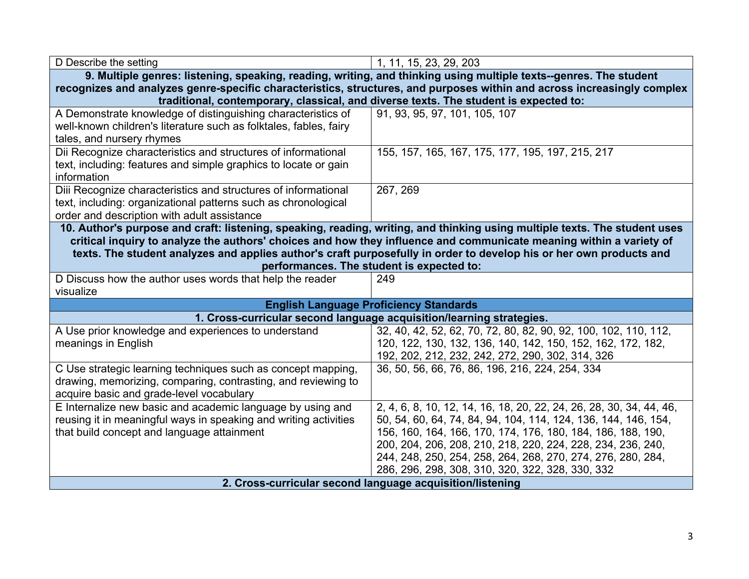| | |
|---|---|
| D Describe the setting | 1, 11, 15, 23, 29, 203 |
| **9. Multiple genres: listening, speaking, reading, writing, and thinking using multiple texts--genres. The student recognizes and analyzes genre-specific characteristics, structures, and purposes within and across increasingly complex traditional, contemporary, classical, and diverse texts. The student is expected to:** | |
| A Demonstrate knowledge of distinguishing characteristics of well-known children's literature such as folktales, fables, fairy tales, and nursery rhymes | 91, 93, 95, 97, 101, 105, 107 |
| Dii Recognize characteristics and structures of informational text, including: features and simple graphics to locate or gain information | 155, 157, 165, 167, 175, 177, 195, 197, 215, 217 |
| Diii Recognize characteristics and structures of informational text, including: organizational patterns such as chronological order and description with adult assistance | 267, 269 |
| **10. Author's purpose and craft: listening, speaking, reading, writing, and thinking using multiple texts. The student uses critical inquiry to analyze the authors' choices and how they influence and communicate meaning within a variety of texts. The student analyzes and applies author's craft purposefully in order to develop his or her own products and performances. The student is expected to:** | |
| D Discuss how the author uses words that help the reader visualize | 249 |
| **English Language Proficiency Standards** | |
| **1. Cross-curricular second language acquisition/learning strategies.** | |
| A Use prior knowledge and experiences to understand meanings in English | 32, 40, 42, 52, 62, 70, 72, 80, 82, 90, 92, 100, 102, 110, 112, 120, 122, 130, 132, 136, 140, 142, 150, 152, 162, 172, 182, 192, 202, 212, 232, 242, 272, 290, 302, 314, 326 |
| C Use strategic learning techniques such as concept mapping, drawing, memorizing, comparing, contrasting, and reviewing to acquire basic and grade-level vocabulary | 36, 50, 56, 66, 76, 86, 196, 216, 224, 254, 334 |
| E Internalize new basic and academic language by using and reusing it in meaningful ways in speaking and writing activities that build concept and language attainment | 2, 4, 6, 8, 10, 12, 14, 16, 18, 20, 22, 24, 26, 28, 30, 34, 44, 46, 50, 54, 60, 64, 74, 84, 94, 104, 114, 124, 136, 144, 146, 154, 156, 160, 164, 166, 170, 174, 176, 180, 184, 186, 188, 190, 200, 204, 206, 208, 210, 218, 220, 224, 228, 234, 236, 240, 244, 248, 250, 254, 258, 264, 268, 270, 274, 276, 280, 284, 286, 296, 298, 308, 310, 320, 322, 328, 330, 332 |
| **2. Cross-curricular second language acquisition/listening** | |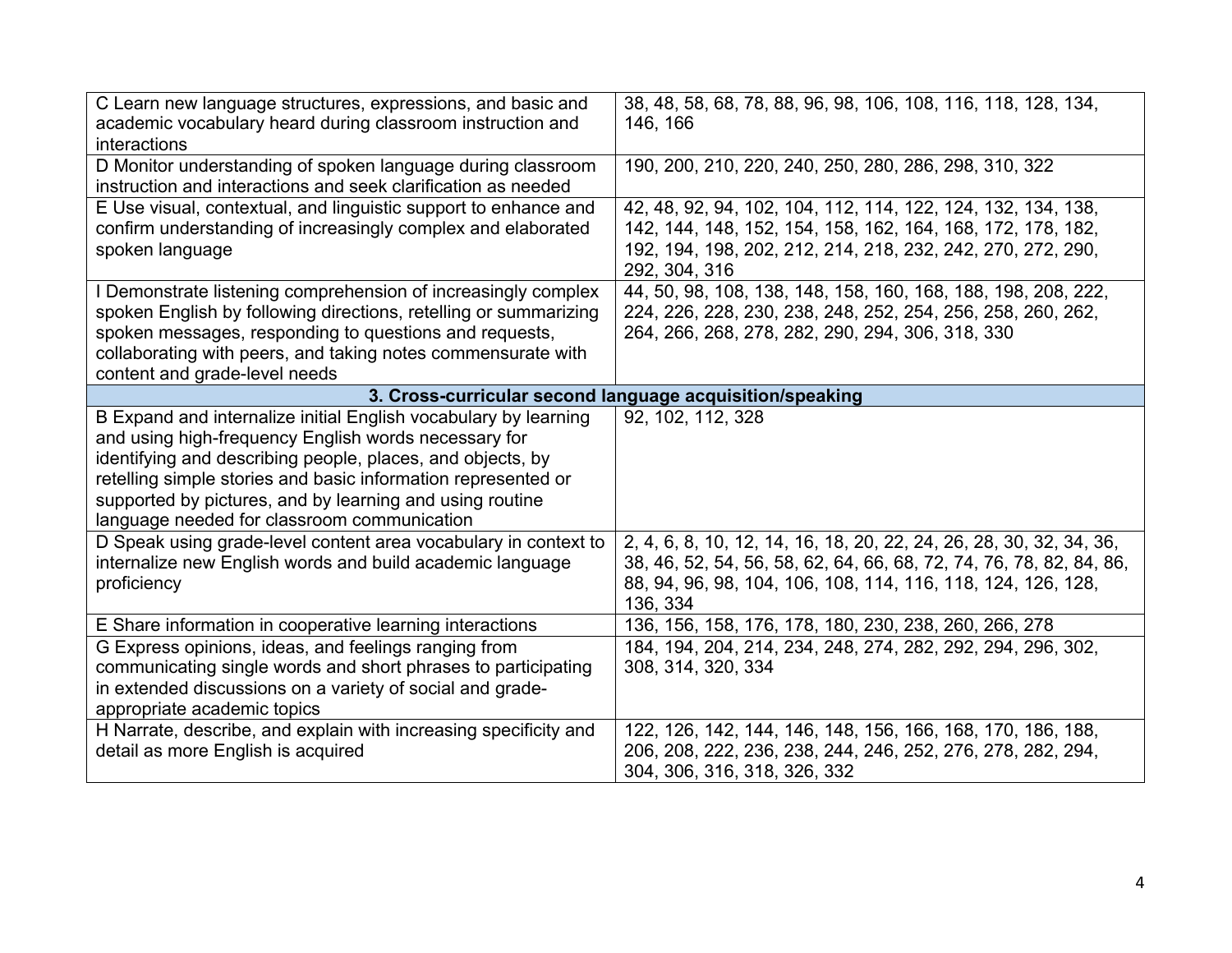| | |
|---|---|
| C Learn new language structures, expressions, and basic and academic vocabulary heard during classroom instruction and interactions | 38, 48, 58, 68, 78, 88, 96, 98, 106, 108, 116, 118, 128, 134, 146, 166 |
| D Monitor understanding of spoken language during classroom instruction and interactions and seek clarification as needed | 190, 200, 210, 220, 240, 250, 280, 286, 298, 310, 322 |
| E Use visual, contextual, and linguistic support to enhance and confirm understanding of increasingly complex and elaborated spoken language | 42, 48, 92, 94, 102, 104, 112, 114, 122, 124, 132, 134, 138, 142, 144, 148, 152, 154, 158, 162, 164, 168, 172, 178, 182, 192, 194, 198, 202, 212, 214, 218, 232, 242, 270, 272, 290, 292, 304, 316 |
| I Demonstrate listening comprehension of increasingly complex spoken English by following directions, retelling or summarizing spoken messages, responding to questions and requests, collaborating with peers, and taking notes commensurate with content and grade-level needs | 44, 50, 98, 108, 138, 148, 158, 160, 168, 188, 198, 208, 222, 224, 226, 228, 230, 238, 248, 252, 254, 256, 258, 260, 262, 264, 266, 268, 278, 282, 290, 294, 306, 318, 330 |
| **3. Cross-curricular second language acquisition/speaking** | |
| B Expand and internalize initial English vocabulary by learning and using high-frequency English words necessary for identifying and describing people, places, and objects, by retelling simple stories and basic information represented or supported by pictures, and by learning and using routine language needed for classroom communication | 92, 102, 112, 328 |
| D Speak using grade-level content area vocabulary in context to internalize new English words and build academic language proficiency | 2, 4, 6, 8, 10, 12, 14, 16, 18, 20, 22, 24, 26, 28, 30, 32, 34, 36, 38, 46, 52, 54, 56, 58, 62, 64, 66, 68, 72, 74, 76, 78, 82, 84, 86, 88, 94, 96, 98, 104, 106, 108, 114, 116, 118, 124, 126, 128, 136, 334 |
| E Share information in cooperative learning interactions | 136, 156, 158, 176, 178, 180, 230, 238, 260, 266, 278 |
| G Express opinions, ideas, and feelings ranging from communicating single words and short phrases to participating in extended discussions on a variety of social and grade-appropriate academic topics | 184, 194, 204, 214, 234, 248, 274, 282, 292, 294, 296, 302, 308, 314, 320, 334 |
| H Narrate, describe, and explain with increasing specificity and detail as more English is acquired | 122, 126, 142, 144, 146, 148, 156, 166, 168, 170, 186, 188, 206, 208, 222, 236, 238, 244, 246, 252, 276, 278, 282, 294, 304, 306, 316, 318, 326, 332 |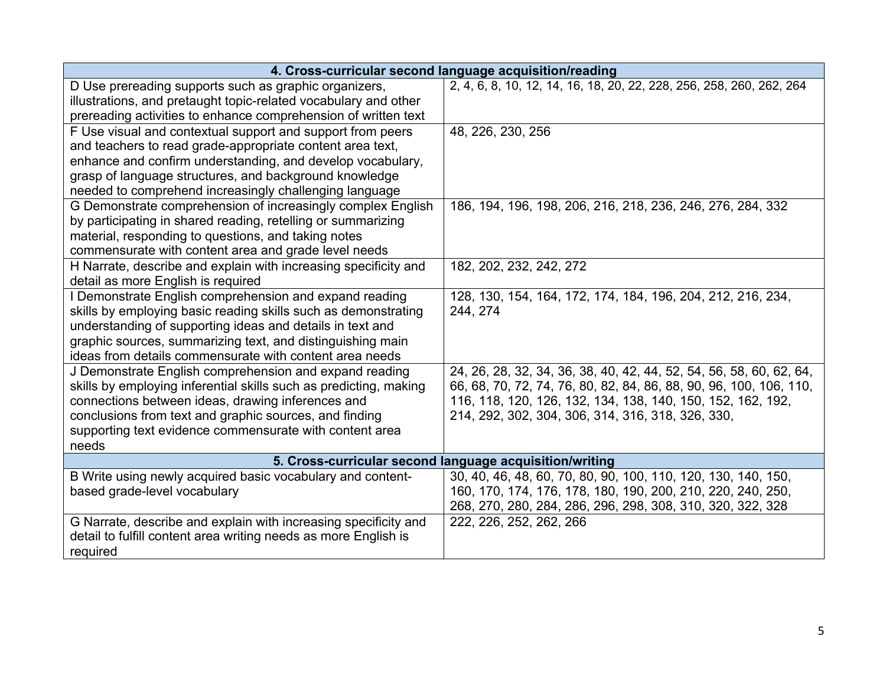| | |
|---|---|
| **4. Cross-curricular second language acquisition/reading** | |
| D Use prereading supports such as graphic organizers, illustrations, and pretaught topic-related vocabulary and other prereading activities to enhance comprehension of written text | 2, 4, 6, 8, 10, 12, 14, 16, 18, 20, 22, 228, 256, 258, 260, 262, 264 |
| F Use visual and contextual support and support from peers and teachers to read grade-appropriate content area text, enhance and confirm understanding, and develop vocabulary, grasp of language structures, and background knowledge needed to comprehend increasingly challenging language | 48, 226, 230, 256 |
| G Demonstrate comprehension of increasingly complex English by participating in shared reading, retelling or summarizing material, responding to questions, and taking notes commensurate with content area and grade level needs | 186, 194, 196, 198, 206, 216, 218, 236, 246, 276, 284, 332 |
| H Narrate, describe and explain with increasing specificity and detail as more English is required | 182, 202, 232, 242, 272 |
| I Demonstrate English comprehension and expand reading skills by employing basic reading skills such as demonstrating understanding of supporting ideas and details in text and graphic sources, summarizing text, and distinguishing main ideas from details commensurate with content area needs | 128, 130, 154, 164, 172, 174, 184, 196, 204, 212, 216, 234, 244, 274 |
| J Demonstrate English comprehension and expand reading skills by employing inferential skills such as predicting, making connections between ideas, drawing inferences and conclusions from text and graphic sources, and finding supporting text evidence commensurate with content area needs | 24, 26, 28, 32, 34, 36, 38, 40, 42, 44, 52, 54, 56, 58, 60, 62, 64, 66, 68, 70, 72, 74, 76, 80, 82, 84, 86, 88, 90, 96, 100, 106, 110, 116, 118, 120, 126, 132, 134, 138, 140, 150, 152, 162, 192, 214, 292, 302, 304, 306, 314, 316, 318, 326, 330, |
| **5. Cross-curricular second language acquisition/writing** | |
| B Write using newly acquired basic vocabulary and content-based grade-level vocabulary | 30, 40, 46, 48, 60, 70, 80, 90, 100, 110, 120, 130, 140, 150, 160, 170, 174, 176, 178, 180, 190, 200, 210, 220, 240, 250, 268, 270, 280, 284, 286, 296, 298, 308, 310, 320, 322, 328 |
| G Narrate, describe and explain with increasing specificity and detail to fulfill content area writing needs as more English is required | 222, 226, 252, 262, 266 |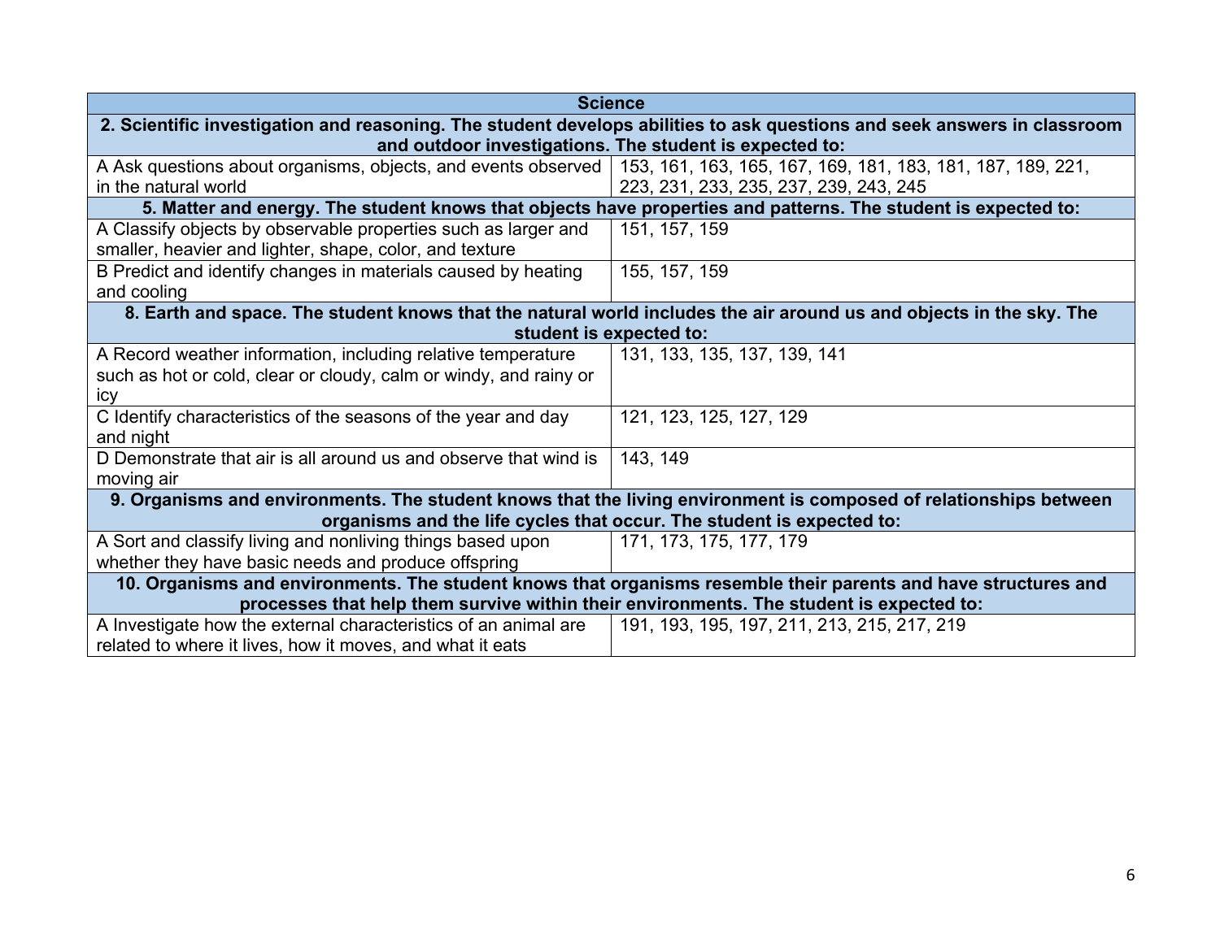| Science | |
|---|---|
| **2. Scientific investigation and reasoning. The student develops abilities to ask questions and seek answers in classroom and outdoor investigations. The student is expected to:** | |
| A Ask questions about organisms, objects, and events observed in the natural world | 153, 161, 163, 165, 167, 169, 181, 183, 181, 187, 189, 221, 223, 231, 233, 235, 237, 239, 243, 245 |
| **5. Matter and energy. The student knows that objects have properties and patterns. The student is expected to:** | |
| A Classify objects by observable properties such as larger and smaller, heavier and lighter, shape, color, and texture | 151, 157, 159 |
| B Predict and identify changes in materials caused by heating and cooling | 155, 157, 159 |
| **8. Earth and space. The student knows that the natural world includes the air around us and objects in the sky. The student is expected to:** | |
| A Record weather information, including relative temperature such as hot or cold, clear or cloudy, calm or windy, and rainy or icy | 131, 133, 135, 137, 139, 141 |
| C Identify characteristics of the seasons of the year and day and night | 121, 123, 125, 127, 129 |
| D Demonstrate that air is all around us and observe that wind is moving air | 143, 149 |
| **9. Organisms and environments. The student knows that the living environment is composed of relationships between organisms and the life cycles that occur. The student is expected to:** | |
| A Sort and classify living and nonliving things based upon whether they have basic needs and produce offspring | 171, 173, 175, 177, 179 |
| **10. Organisms and environments. The student knows that organisms resemble their parents and have structures and processes that help them survive within their environments. The student is expected to:** | |
| A Investigate how the external characteristics of an animal are related to where it lives, how it moves, and what it eats | 191, 193, 195, 197, 211, 213, 215, 217, 219 |